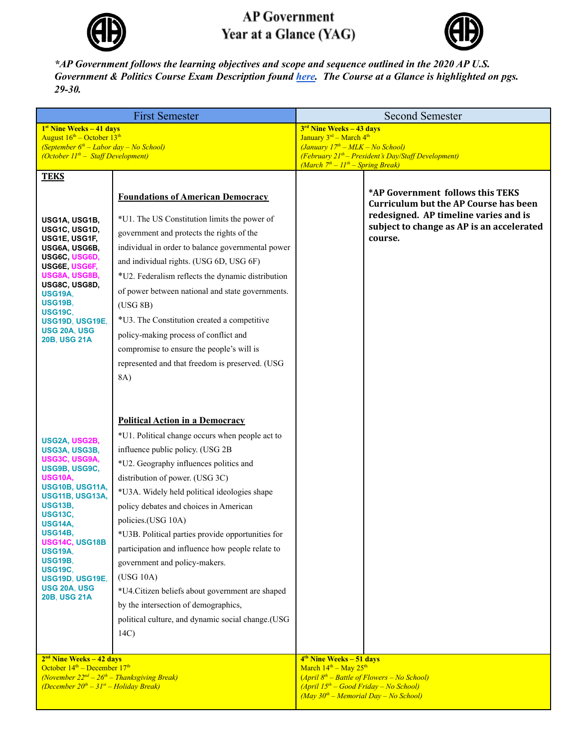# AP Government
# Year at a Glance (YAG)

***AP Government follows the learning objectives and scope and sequence outlined in the 2020 AP U.S. Government & Politics Course Exam Description found [here](). The Course at a Glance is highlighted on pgs. 29-30.***

| First Semester | | Second Semester | |
|---|---|---|---|
| **1st Nine Weeks – 41 days**<br>August 16th – October 13th<br>*(September 6th – Labor day – No School)*<br>*(October 11th – Staff Development)* | | **3rd Nine Weeks – 43 days**<br>January 3rd – March 4th<br>*(January 17th – MLK – No School)*<br>*(February 21st – President's Day/Staff Development)*<br>*(March 7th – 11th – Spring Break)* | |
| **TEKS**<br><br>**USG1A, USG1B, USG1C, USG1D, USG1E, USG1F, USG6A, USG6B, USG6C, USG6D, USG6E, USG6F, USG8A, USG8B, USG8C, USG8D, USG19A, USG19B, USG19C, USG19D, USG19E, USG 20A, USG 20B, USG 21A** | **Foundations of American Democracy**<br><br>*U1. The US Constitution limits the power of government and protects the rights of the individual in order to balance governmental power and individual rights. (USG 6D, USG 6F)<br>*U2. Federalism reflects the dynamic distribution of power between national and state governments. (USG 8B)<br>*U3. The Constitution created a competitive policy-making process of conflict and compromise to ensure the people's will is represented and that freedom is preserved. (USG 8A) | | **\*AP Government follows this TEKS Curriculum but the AP Course has been redesigned. AP timeline varies and is subject to change as AP is an accelerated course.** |
| **USG2A, USG2B, USG3A, USG3B, USG3C, USG9A, USG9B, USG9C, USG10A, USG10B, USG11A, USG11B, USG13A, USG13B, USG13C, USG14A, USG14B, USG14C, USG18B USG19A, USG19B, USG19C, USG19D, USG19E, USG 20A, USG 20B, USG 21A** | **Political Action in a Democracy**<br><br>*U1. Political change occurs when people act to influence public policy. (USG 2B<br>*U2. Geography influences politics and distribution of power. (USG 3C)<br>*U3A. Widely held political ideologies shape policy debates and choices in American policies.(USG 10A)<br>*U3B. Political parties provide opportunities for participation and influence how people relate to government and policy-makers. (USG 10A)<br>*U4.Citizen beliefs about government are shaped by the intersection of demographics, political culture, and dynamic social change.(USG 14C) | | |
| **2nd Nine Weeks – 42 days**<br>October 14th – December 17th<br>*(November 22nd – 26th – Thanksgiving Break)*<br>*(December 20th – 31st – Holiday Break)* | | **4th Nine Weeks – 51 days**<br>March 14th – May 25th<br>*(April 8th – Battle of Flowers – No School)*<br>*(April 15th – Good Friday – No School)*<br>*(May 30th – Memorial Day – No School)* | |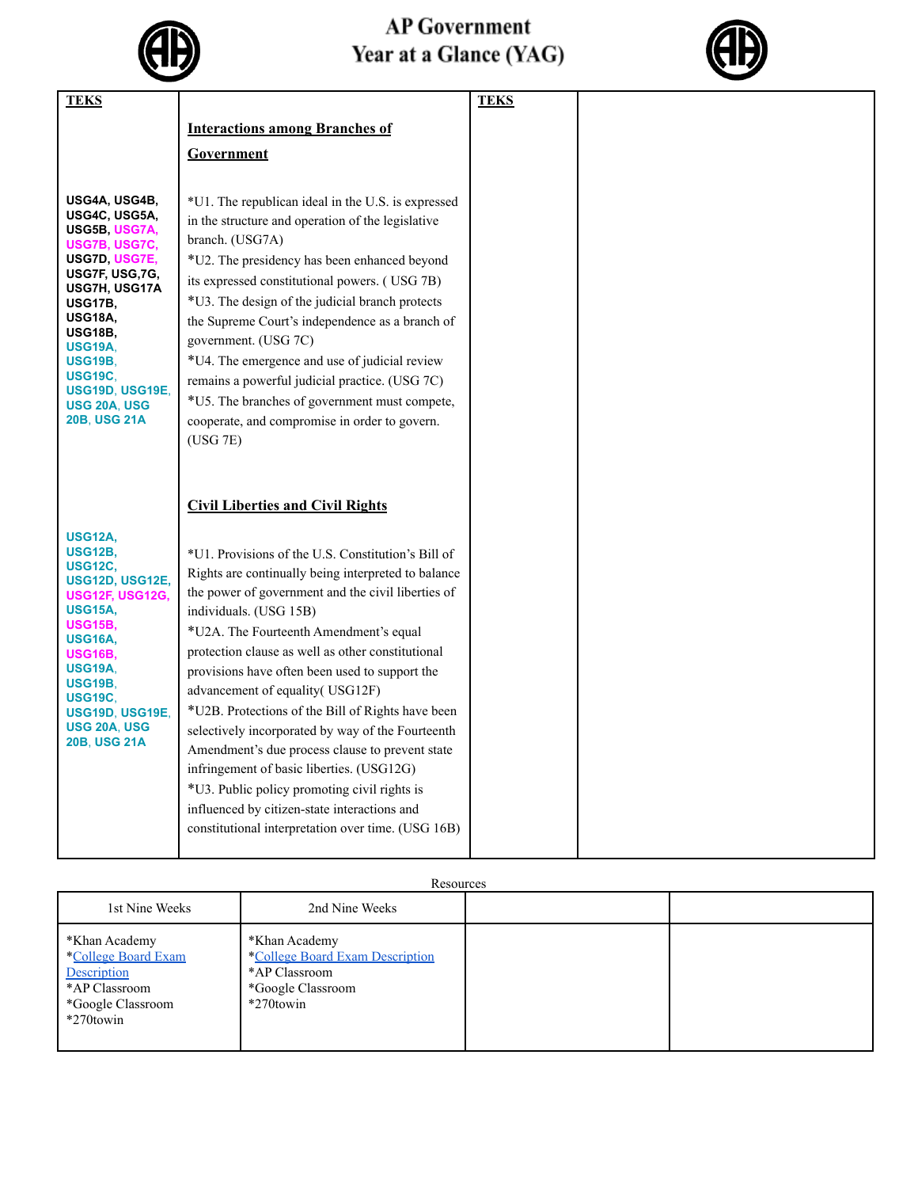# AP Government
# Year at a Glance (YAG)

| TEKS | | TEKS | |
|---|---|---|---|
| USG4A, USG4B, USG4C, USG5A, USG5B, USG7A, USG7B, USG7C, USG7D, USG7E, USG7F, USG,7G, USG7H, USG17A USG17B, USG18A, USG18B, USG19A, USG19B, USG19C, USG19D, USG19E, USG 20A, USG 20B, USG 21A | **Interactions among Branches of Government**<br><br>*U1. The republican ideal in the U.S. is expressed in the structure and operation of the legislative branch. (USG7A)<br>*U2. The presidency has been enhanced beyond its expressed constitutional powers. ( USG 7B)<br>*U3. The design of the judicial branch protects the Supreme Court's independence as a branch of government. (USG 7C)<br>*U4. The emergence and use of judicial review remains a powerful judicial practice. (USG 7C)<br>*U5. The branches of government must compete, cooperate, and compromise in order to govern. (USG 7E) | | |
| USG12A, USG12B, USG12C, USG12D, USG12E, USG12F, USG12G, USG15A, USG15B, USG16A, USG16B, USG19A, USG19B, USG19C, USG19D, USG19E, USG 20A, USG 20B, USG 21A | **Civil Liberties and Civil Rights**<br><br>*U1. Provisions of the U.S. Constitution's Bill of Rights are continually being interpreted to balance the power of government and the civil liberties of individuals. (USG 15B)<br>*U2A. The Fourteenth Amendment's equal protection clause as well as other constitutional provisions have often been used to support the advancement of equality( USG12F)<br>*U2B. Protections of the Bill of Rights have been selectively incorporated by way of the Fourteenth Amendment's due process clause to prevent state infringement of basic liberties. (USG12G)<br>*U3. Public policy promoting civil rights is influenced by citizen-state interactions and constitutional interpretation over time. (USG 16B) | | |

Resources

| 1st Nine Weeks | 2nd Nine Weeks | | |
|---|---|---|---|
| *Khan Academy<br>*College Board Exam Description<br>*AP Classroom<br>*Google Classroom<br>*270towin | *Khan Academy<br>*College Board Exam Description<br>*AP Classroom<br>*Google Classroom<br>*270towin | | |